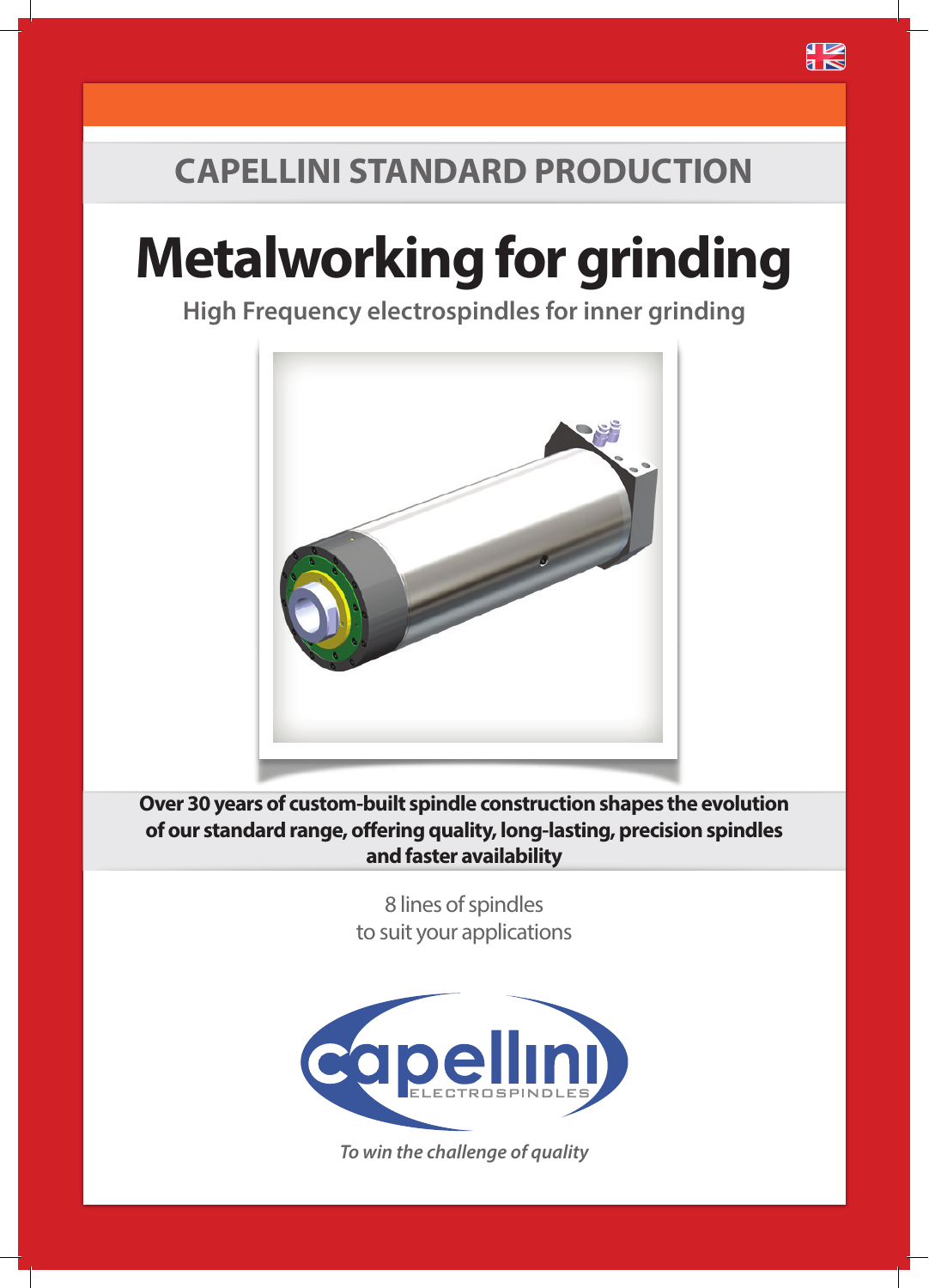## CAPELLINI STANDARD PRODUCTION

# Metalworking for grinding

### High Frequency electrospindles for inner grinding

**Over 30 years of custom-built spindle construction shapes the evolution of our standard range, offering quality, long-lasting, precision spindles and faster availability**

8 lines of spindles
to suit your applications

capellini
ELECTROSPINDLES

*To win the challenge of quality*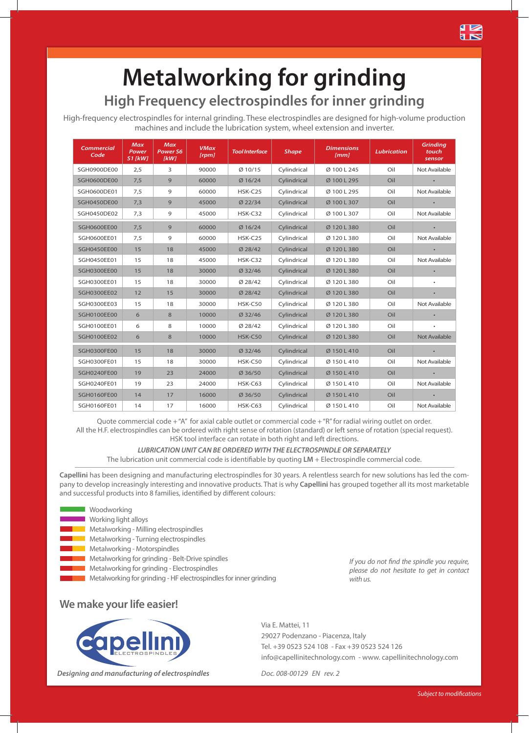# Metalworking for grinding

## High Frequency electrospindles for inner grinding

High-frequency electrospindles for internal grinding. These electrospindles are designed for high-volume production machines and include the lubrication system, wheel extension and inverter.

| Commercial Code | Max Power S1 [kW] | Max Power S6 [kW] | VMax [rpm] | Tool Interface | Shape | Dimensions [mm] | Lubrication | Grinding touch sensor |
|---|---|---|---|---|---|---|---|---|
| SGH0900DE00 | 2,5 | 3 | 90000 | Ø 10/15 | Cylindrical | Ø 100 L 245 | Oil | Not Available |
| SGH0600DE00 | 7,5 | 9 | 60000 | Ø 16/24 | Cylindrical | Ø 100 L 295 | Oil | • |
| SGH0600DE01 | 7,5 | 9 | 60000 | HSK-C25 | Cylindrical | Ø 100 L 295 | Oil | Not Available |
| SGH0450DE00 | 7,3 | 9 | 45000 | Ø 22/34 | Cylindrical | Ø 100 L 307 | Oil | • |
| SGH0450DE02 | 7,3 | 9 | 45000 | HSK-C32 | Cylindrical | Ø 100 L 307 | Oil | Not Available |
| SGH0600EE00 | 7,5 | 9 | 60000 | Ø 16/24 | Cylindrical | Ø 120 L 380 | Oil | • |
| SGH0600EE01 | 7,5 | 9 | 60000 | HSK-C25 | Cylindrical | Ø 120 L 380 | Oil | Not Available |
| SGH0450EE00 | 15 | 18 | 45000 | Ø 28/42 | Cylindrical | Ø 120 L 380 | Oil | • |
| SGH0450EE01 | 15 | 18 | 45000 | HSK-C32 | Cylindrical | Ø 120 L 380 | Oil | Not Available |
| SGH0300EE00 | 15 | 18 | 30000 | Ø 32/46 | Cylindrical | Ø 120 L 380 | Oil | • |
| SGH0300EE01 | 15 | 18 | 30000 | Ø 28/42 | Cylindrical | Ø 120 L 380 | Oil | • |
| SGH0300EE02 | 12 | 15 | 30000 | Ø 28/42 | Cylindrical | Ø 120 L 380 | Oil | • |
| SGH0300EE03 | 15 | 18 | 30000 | HSK-C50 | Cylindrical | Ø 120 L 380 | Oil | Not Available |
| SGH0100EE00 | 6 | 8 | 10000 | Ø 32/46 | Cylindrical | Ø 120 L 380 | Oil | • |
| SGH0100EE01 | 6 | 8 | 10000 | Ø 28/42 | Cylindrical | Ø 120 L 380 | Oil | • |
| SGH0100EE02 | 6 | 8 | 10000 | HSK-C50 | Cylindrical | Ø 120 L 380 | Oil | Not Available |
| SGH0300FE00 | 15 | 18 | 30000 | Ø 32/46 | Cylindrical | Ø 150 L 410 | Oil | • |
| SGH0300FE01 | 15 | 18 | 30000 | HSK-C50 | Cylindrical | Ø 150 L 410 | Oil | Not Available |
| SGH0240FE00 | 19 | 23 | 24000 | Ø 36/50 | Cylindrical | Ø 150 L 410 | Oil | • |
| SGH0240FE01 | 19 | 23 | 24000 | HSK-C63 | Cylindrical | Ø 150 L 410 | Oil | Not Available |
| SGH0160FE00 | 14 | 17 | 16000 | Ø 36/50 | Cylindrical | Ø 150 L 410 | Oil | • |
| SGH0160FE01 | 14 | 17 | 16000 | HSK-C63 | Cylindrical | Ø 150 L 410 | Oil | Not Available |

Quote commercial code + "A" for axial cable outlet or commercial code + "R" for radial wiring outlet on order.
All the H.F. electrospindles can be ordered with right sense of rotation (standard) or left sense of rotation (special request).
HSK tool interface can rotate in both right and left directions.

***LUBRICATION UNIT CAN BE ORDERED WITH THE ELECTROSPINDLE OR SEPARATELY***

The lubrication unit commercial code is identifiable by quoting **LM** + Electrospindle commercial code.

**Capellini** has been designing and manufacturing electrospindles for 30 years. A relentless search for new solutions has led the company to develop increasingly interesting and innovative products. That is why **Capellini** has grouped together all its most marketable and successful products into 8 families, identified by different colours:

- Woodworking
- Working light alloys
- Metalworking - Milling electrospindles
- Metalworking - Turning electrospindles
- Metalworking - Motorspindles
- Metalworking for grinding - Belt-Drive spindles
- Metalworking for grinding - Electrospindles
- Metalworking for grinding - HF electrospindles for inner grinding

*If you do not find the spindle you require, please do not hesitate to get in contact with us.*

## We make your life easier!

capellini ELECTROSPINDLES

*Designing and manufacturing of electrospindles*

Via E. Mattei, 11
29027 Podenzano - Piacenza, Italy
Tel. +39 0523 524 108 - Fax +39 0523 524 126
info@capellinitechnology.com - www.capellinitechnology.com

*Doc. 008-00129 EN rev. 2*

*Subject to modifications*